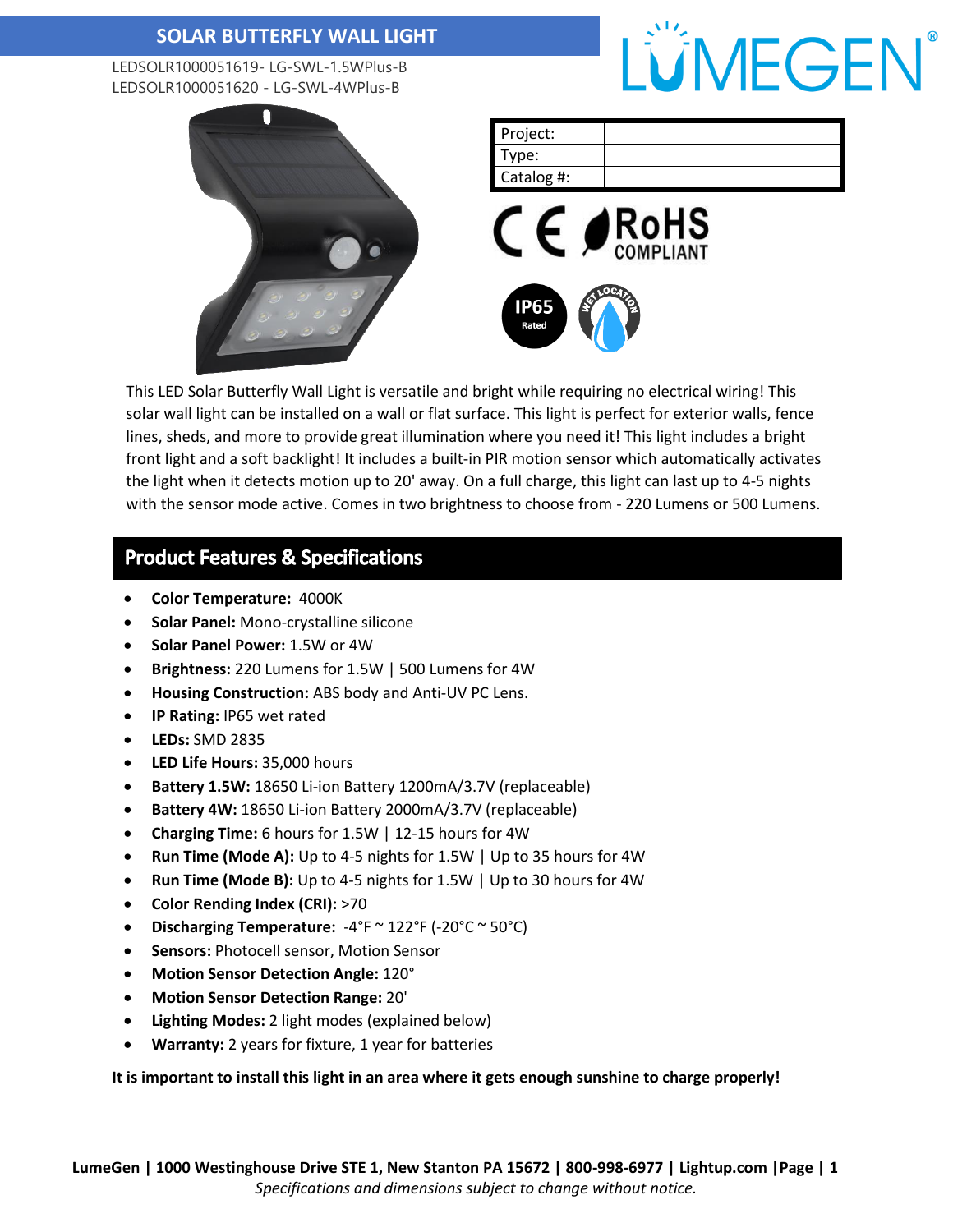# SOLAR BUTTERFLY WALL LIGHT

LEDSOLR1000051619- LG-SWL-1.5WPlus-B
LEDSOLR1000051620 - LG-SWL-4WPlus-B

| Project: | |
|---|---|
| Type: | |
| Catalog #: | |

This LED Solar Butterfly Wall Light is versatile and bright while requiring no electrical wiring! This solar wall light can be installed on a wall or flat surface. This light is perfect for exterior walls, fence lines, sheds, and more to provide great illumination where you need it! This light includes a bright front light and a soft backlight! It includes a built-in PIR motion sensor which automatically activates the light when it detects motion up to 20' away. On a full charge, this light can last up to 4-5 nights with the sensor mode active. Comes in two brightness to choose from - 220 Lumens or 500 Lumens.

## Product Features & Specifications

- **Color Temperature:** 4000K
- **Solar Panel:** Mono-crystalline silicone
- **Solar Panel Power:** 1.5W or 4W
- **Brightness:** 220 Lumens for 1.5W | 500 Lumens for 4W
- **Housing Construction:** ABS body and Anti-UV PC Lens.
- **IP Rating:** IP65 wet rated
- **LEDs:** SMD 2835
- **LED Life Hours:** 35,000 hours
- **Battery 1.5W:** 18650 Li-ion Battery 1200mA/3.7V (replaceable)
- **Battery 4W:** 18650 Li-ion Battery 2000mA/3.7V (replaceable)
- **Charging Time:** 6 hours for 1.5W | 12-15 hours for 4W
- **Run Time (Mode A):** Up to 4-5 nights for 1.5W | Up to 35 hours for 4W
- **Run Time (Mode B):** Up to 4-5 nights for 1.5W | Up to 30 hours for 4W
- **Color Rending Index (CRI):** >70
- **Discharging Temperature:** -4°F ~ 122°F (-20°C ~ 50°C)
- **Sensors:** Photocell sensor, Motion Sensor
- **Motion Sensor Detection Angle:** 120°
- **Motion Sensor Detection Range:** 20'
- **Lighting Modes:** 2 light modes (explained below)
- **Warranty:** 2 years for fixture, 1 year for batteries

**It is important to install this light in an area where it gets enough sunshine to charge properly!**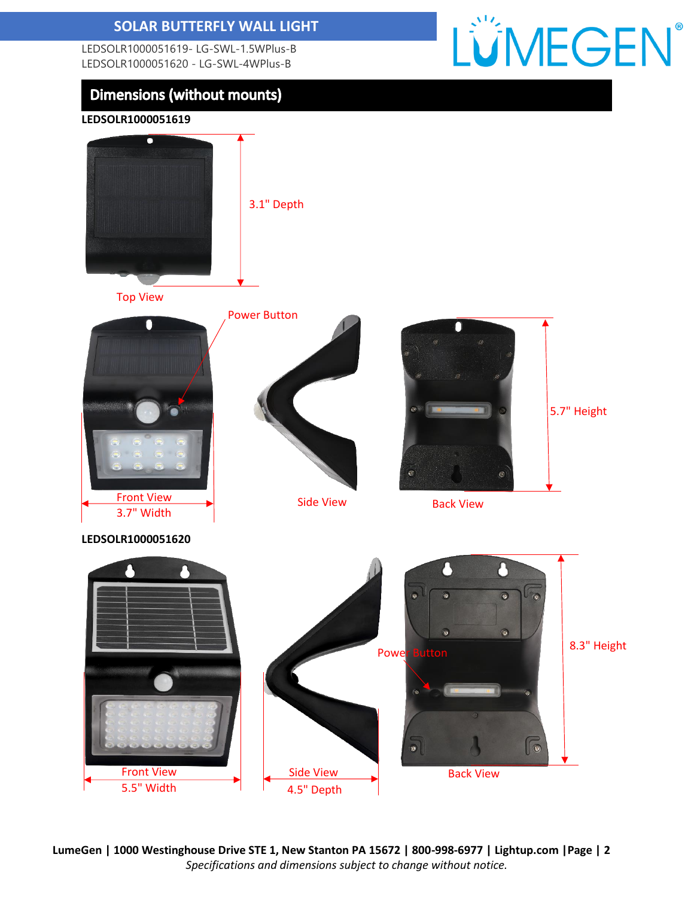SOLAR BUTTERFLY WALL LIGHT

LEDSOLR1000051619- LG-SWL-1.5WPlus-B
LEDSOLR1000051620 - LG-SWL-4WPlus-B

LUMEGEN®

## Dimensions (without mounts)

**LEDSOLR1000051619**

3.1" Depth

Top View

Power Button

Front View
3.7" Width

Side View

5.7" Height

Back View

**LEDSOLR1000051620**

Power Button

8.3" Height

Front View
5.5" Width

Side View
4.5" Depth

Back View

**LumeGen | 1000 Westinghouse Drive STE 1, New Stanton PA 15672 | 800-998-6977 | Lightup.com |**

*Specifications and dimensions subject to change without notice.*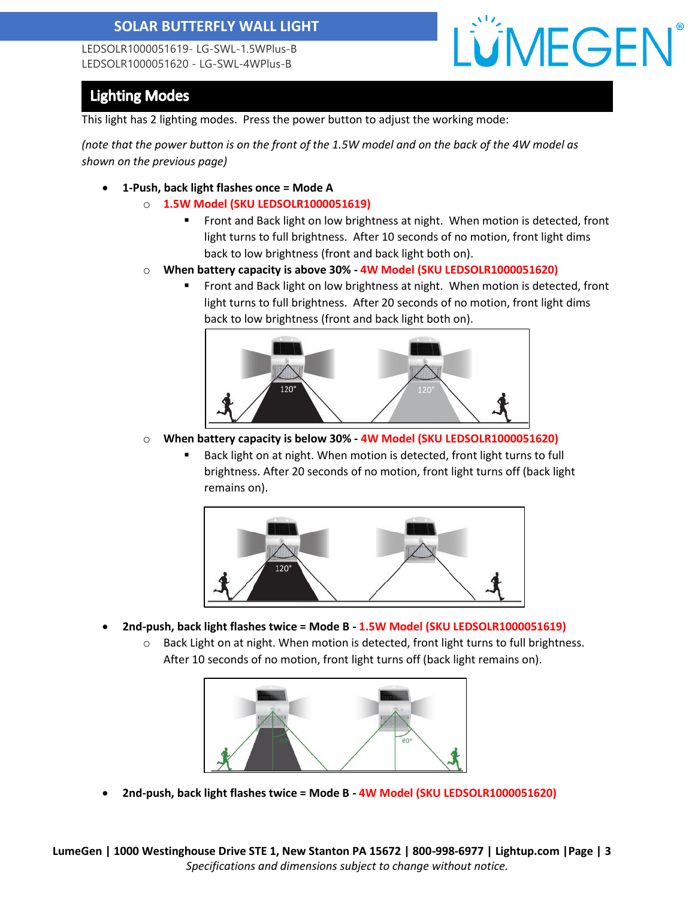## Lighting Modes

This light has 2 lighting modes. Press the power button to adjust the working mode:

*(note that the power button is on the front of the 1.5W model and on the back of the 4W model as shown on the previous page)*

- **1-Push, back light flashes once = Mode A**
  - **1.5W Model (SKU LEDSOLR1000051619)**
    - Front and Back light on low brightness at night. When motion is detected, front light turns to full brightness. After 10 seconds of no motion, front light dims back to low brightness (front and back light both on).
  - **When battery capacity is above 30% - 4W Model (SKU LEDSOLR1000051620)**
    - Front and Back light on low brightness at night. When motion is detected, front light turns to full brightness. After 20 seconds of no motion, front light dims back to low brightness (front and back light both on).
  - **When battery capacity is below 30% - 4W Model (SKU LEDSOLR1000051620)**
    - Back light on at night. When motion is detected, front light turns to full brightness. After 20 seconds of no motion, front light turns off (back light remains on).
- **2nd-push, back light flashes twice = Mode B - 1.5W Model (SKU LEDSOLR1000051619)**
  - Back Light on at night. When motion is detected, front light turns to full brightness. After 10 seconds of no motion, front light turns off (back light remains on).
- **2nd-push, back light flashes twice = Mode B - 4W Model (SKU LEDSOLR1000051620)**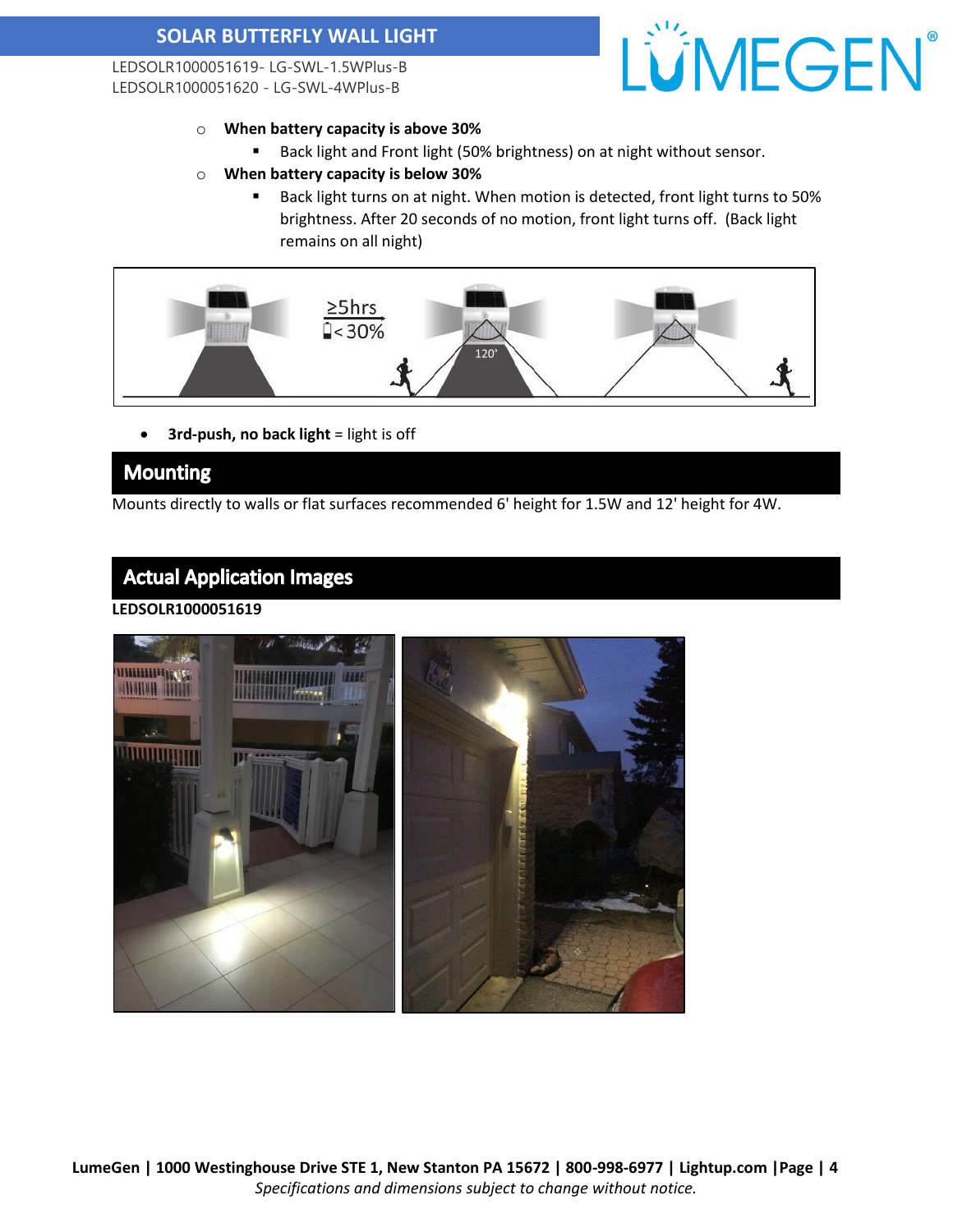- **When battery capacity is above 30%**
  - Back light and Front light (50% brightness) on at night without sensor.
- **When battery capacity is below 30%**
  - Back light turns on at night. When motion is detected, front light turns to 50% brightness. After 20 seconds of no motion, front light turns off. (Back light remains on all night)

- **3rd-push, no back light** = light is off

## Mounting

Mounts directly to walls or flat surfaces recommended 6' height for 1.5W and 12' height for 4W.

## Actual Application Images

**LEDSOLR1000051619**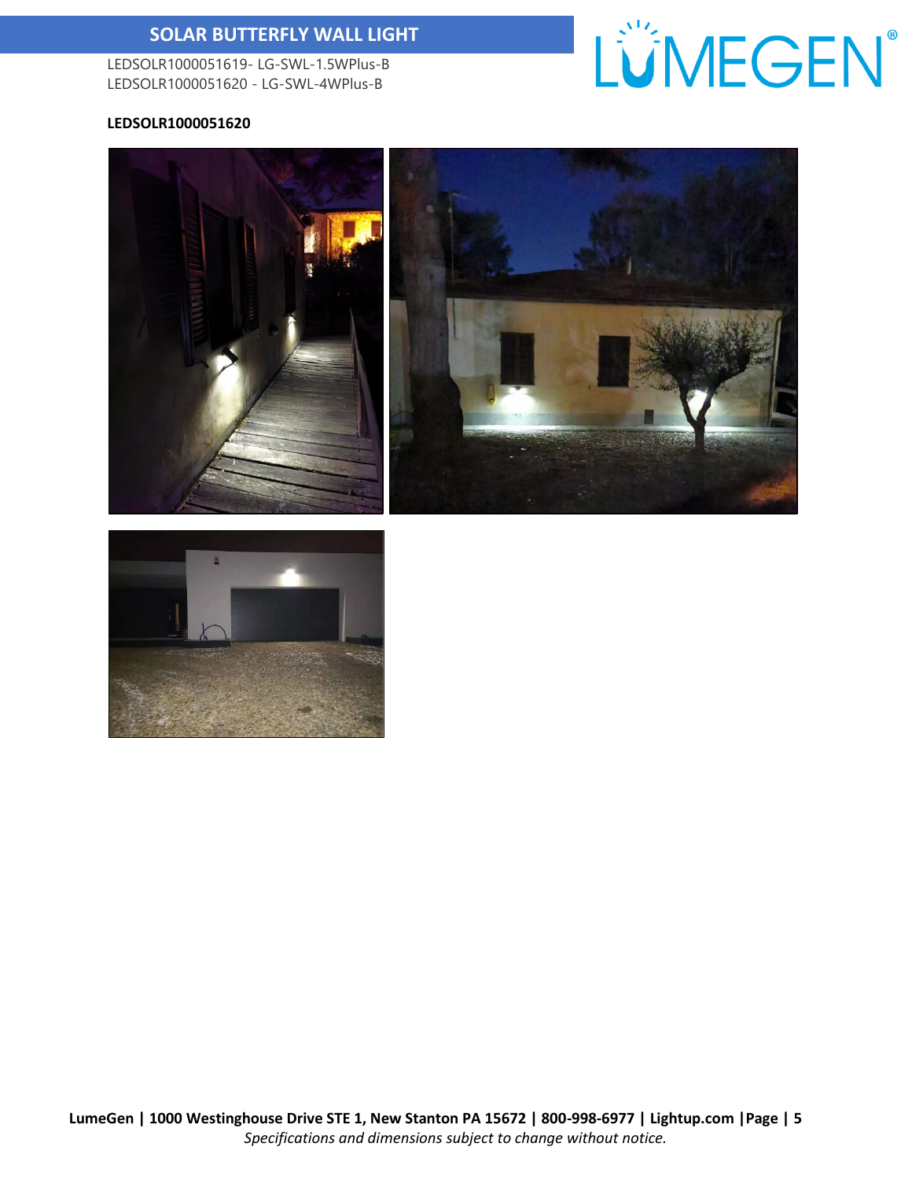**LEDSOLR1000051620**